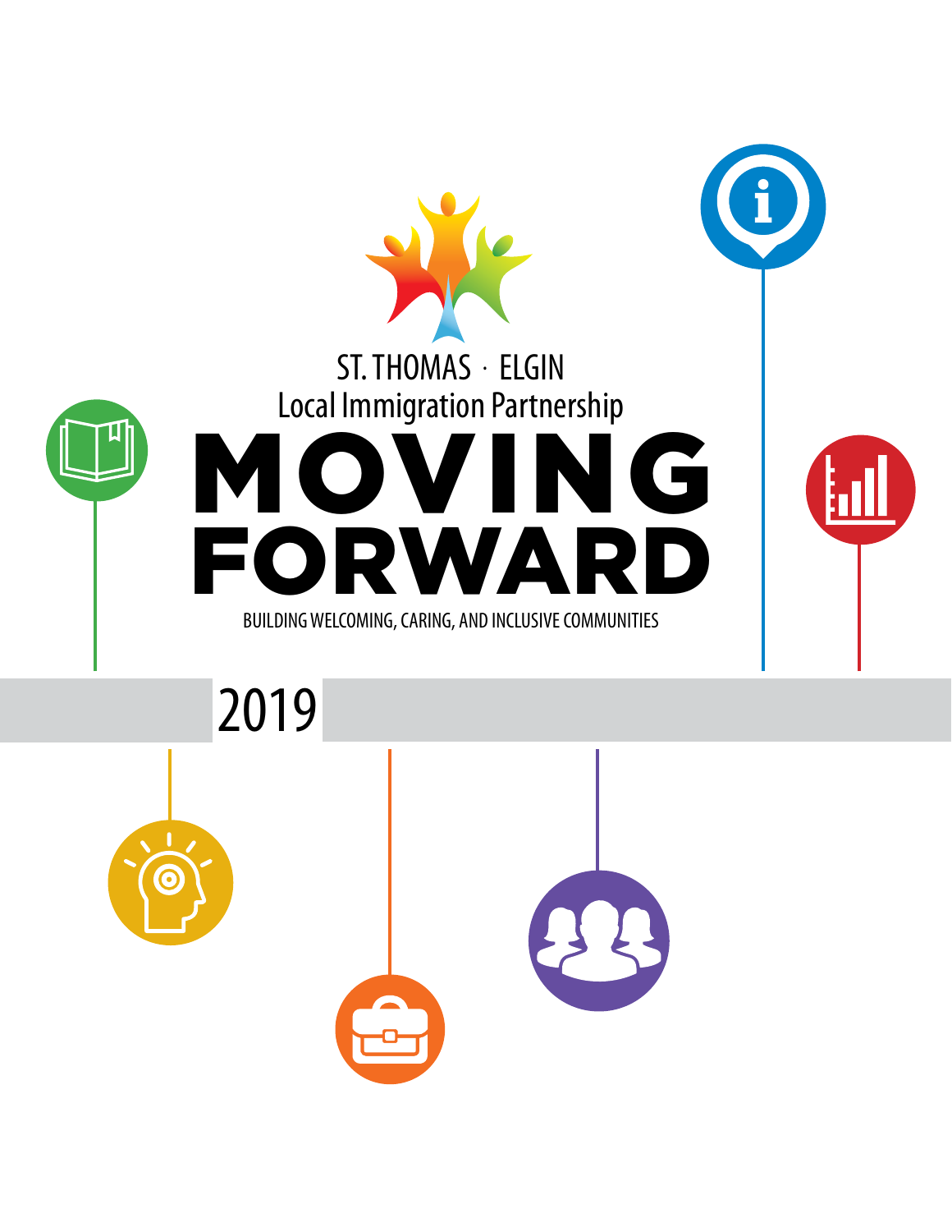ST. THOMAS · ELGIN

Local Immigration Partnership

# MOVING FORWARD

BUILDING WELCOMING, CARING, AND INCLUSIVE COMMUNITIES

2019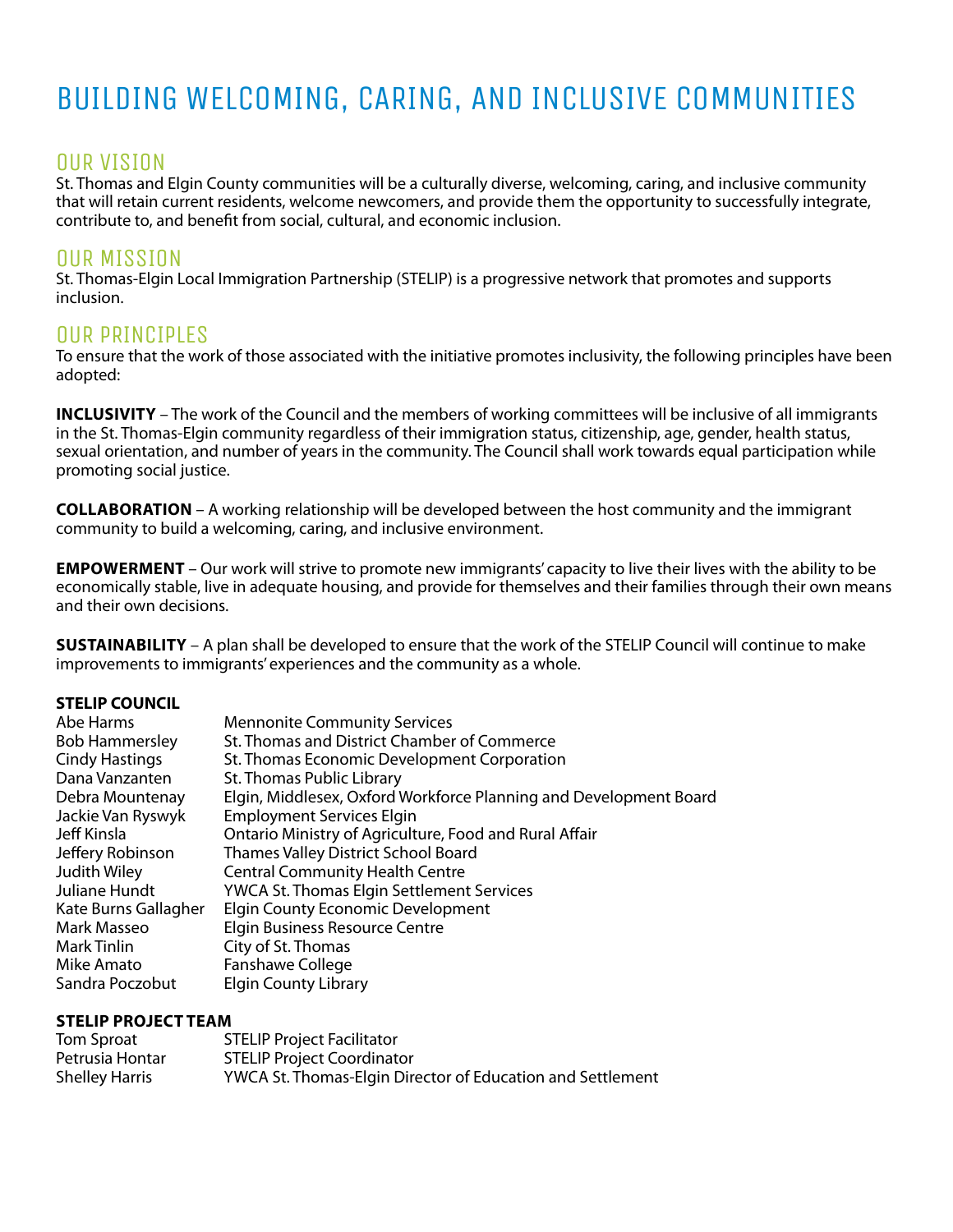# BUILDING WELCOMING, CARING, AND INCLUSIVE COMMUNITIES

## OUR VISION

St. Thomas and Elgin County communities will be a culturally diverse, welcoming, caring, and inclusive community that will retain current residents, welcome newcomers, and provide them the opportunity to successfully integrate, contribute to, and benefit from social, cultural, and economic inclusion.

## OUR MISSION

St. Thomas-Elgin Local Immigration Partnership (STELIP) is a progressive network that promotes and supports inclusion.

## OUR PRINCIPLES

To ensure that the work of those associated with the initiative promotes inclusivity, the following principles have been adopted:

**INCLUSIVITY** – The work of the Council and the members of working committees will be inclusive of all immigrants in the St. Thomas-Elgin community regardless of their immigration status, citizenship, age, gender, health status, sexual orientation, and number of years in the community. The Council shall work towards equal participation while promoting social justice.

**COLLABORATION** – A working relationship will be developed between the host community and the immigrant community to build a welcoming, caring, and inclusive environment.

**EMPOWERMENT** – Our work will strive to promote new immigrants' capacity to live their lives with the ability to be economically stable, live in adequate housing, and provide for themselves and their families through their own means and their own decisions.

**SUSTAINABILITY** – A plan shall be developed to ensure that the work of the STELIP Council will continue to make improvements to immigrants' experiences and the community as a whole.

**STELIP COUNCIL**

| | |
|---|---|
| Abe Harms | Mennonite Community Services |
| Bob Hammersley | St. Thomas and District Chamber of Commerce |
| Cindy Hastings | St. Thomas Economic Development Corporation |
| Dana Vanzanten | St. Thomas Public Library |
| Debra Mountenay | Elgin, Middlesex, Oxford Workforce Planning and Development Board |
| Jackie Van Ryswyk | Employment Services Elgin |
| Jeff Kinsla | Ontario Ministry of Agriculture, Food and Rural Affair |
| Jeffery Robinson | Thames Valley District School Board |
| Judith Wiley | Central Community Health Centre |
| Juliane Hundt | YWCA St. Thomas Elgin Settlement Services |
| Kate Burns Gallagher | Elgin County Economic Development |
| Mark Masseo | Elgin Business Resource Centre |
| Mark Tinlin | City of St. Thomas |
| Mike Amato | Fanshawe College |
| Sandra Poczobut | Elgin County Library |

**STELIP PROJECT TEAM**

| | |
|---|---|
| Tom Sproat | STELIP Project Facilitator |
| Petrusia Hontar | STELIP Project Coordinator |
| Shelley Harris | YWCA St. Thomas-Elgin Director of Education and Settlement |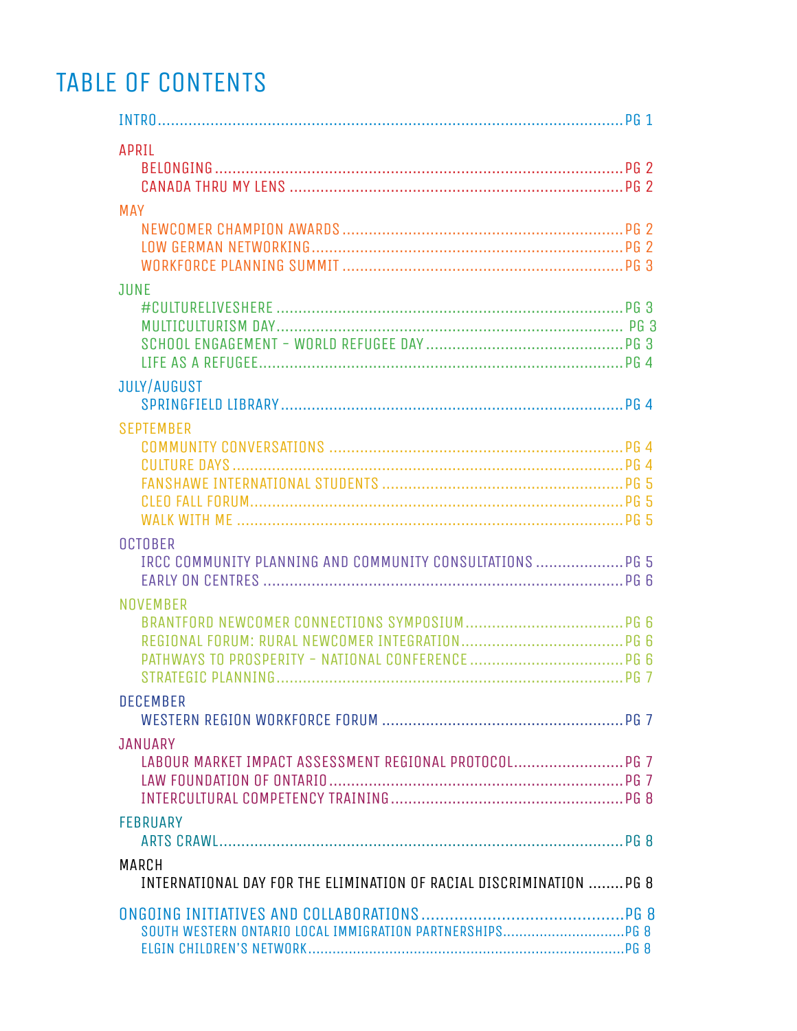# TABLE OF CONTENTS

INTRO ..... PG 1

APRIL
- BELONGING ..... PG 2
- CANADA THRU MY LENS ..... PG 2

MAY
- NEWCOMER CHAMPION AWARDS ..... PG 2
- LOW GERMAN NETWORKING ..... PG 2
- WORKFORCE PLANNING SUMMIT ..... PG 3

JUNE
- #CULTURELIVESHERE ..... PG 3
- MULTICULTURISM DAY ..... PG 3
- SCHOOL ENGAGEMENT – WORLD REFUGEE DAY ..... PG 3
- LIFE AS A REFUGEE ..... PG 4

JULY/AUGUST
- SPRINGFIELD LIBRARY ..... PG 4

SEPTEMBER
- COMMUNITY CONVERSATIONS ..... PG 4
- CULTURE DAYS ..... PG 4
- FANSHAWE INTERNATIONAL STUDENTS ..... PG 5
- CLEO FALL FORUM ..... PG 5
- WALK WITH ME ..... PG 5

OCTOBER
- IRCC COMMUNITY PLANNING AND COMMUNITY CONSULTATIONS ..... PG 5
- EARLY ON CENTRES ..... PG 6

NOVEMBER
- BRANTFORD NEWCOMER CONNECTIONS SYMPOSIUM ..... PG 6
- REGIONAL FORUM: RURAL NEWCOMER INTEGRATION ..... PG 6
- PATHWAYS TO PROSPERITY – NATIONAL CONFERENCE ..... PG 6
- STRATEGIC PLANNING ..... PG 7

DECEMBER
- WESTERN REGION WORKFORCE FORUM ..... PG 7

JANUARY
- LABOUR MARKET IMPACT ASSESSMENT REGIONAL PROTOCOL ..... PG 7
- LAW FOUNDATION OF ONTARIO ..... PG 7
- INTERCULTURAL COMPETENCY TRAINING ..... PG 8

FEBRUARY
- ARTS CRAWL ..... PG 8

MARCH
- INTERNATIONAL DAY FOR THE ELIMINATION OF RACIAL DISCRIMINATION ..... PG 8

ONGOING INITIATIVES AND COLLABORATIONS ..... PG 8
- SOUTH WESTERN ONTARIO LOCAL IMMIGRATION PARTNERSHIPS ..... PG 8
- ELGIN CHILDREN'S NETWORK ..... PG 8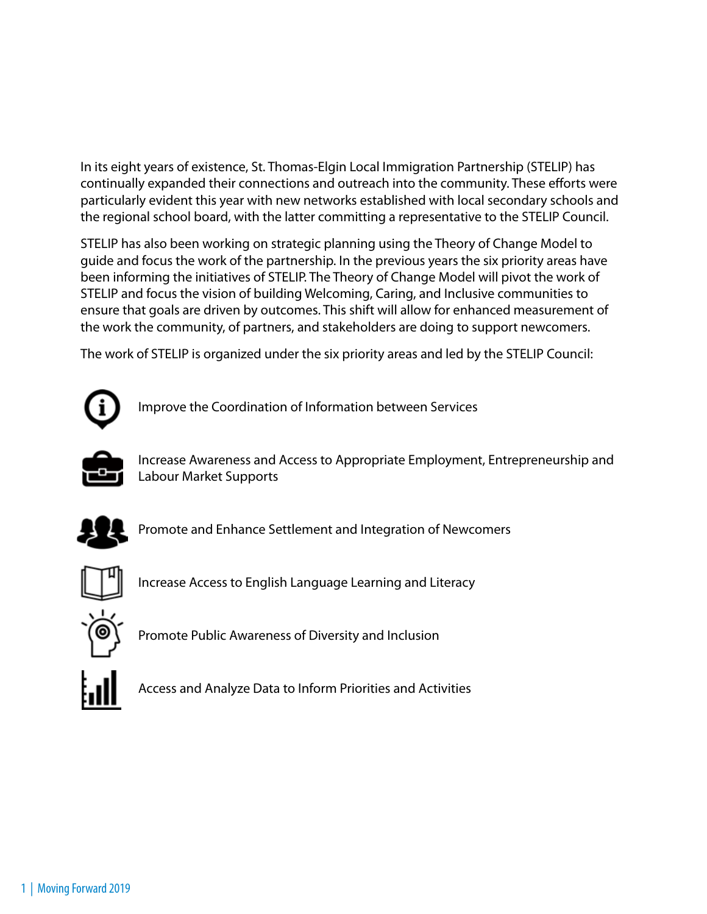In its eight years of existence, St. Thomas-Elgin Local Immigration Partnership (STELIP) has continually expanded their connections and outreach into the community. These efforts were particularly evident this year with new networks established with local secondary schools and the regional school board, with the latter committing a representative to the STELIP Council.

STELIP has also been working on strategic planning using the Theory of Change Model to guide and focus the work of the partnership. In the previous years the six priority areas have been informing the initiatives of STELIP. The Theory of Change Model will pivot the work of STELIP and focus the vision of building Welcoming, Caring, and Inclusive communities to ensure that goals are driven by outcomes. This shift will allow for enhanced measurement of the work the community, of partners, and stakeholders are doing to support newcomers.

The work of STELIP is organized under the six priority areas and led by the STELIP Council:

- Improve the Coordination of Information between Services
- Increase Awareness and Access to Appropriate Employment, Entrepreneurship and Labour Market Supports
- Promote and Enhance Settlement and Integration of Newcomers
- Increase Access to English Language Learning and Literacy
- Promote Public Awareness of Diversity and Inclusion
- Access and Analyze Data to Inform Priorities and Activities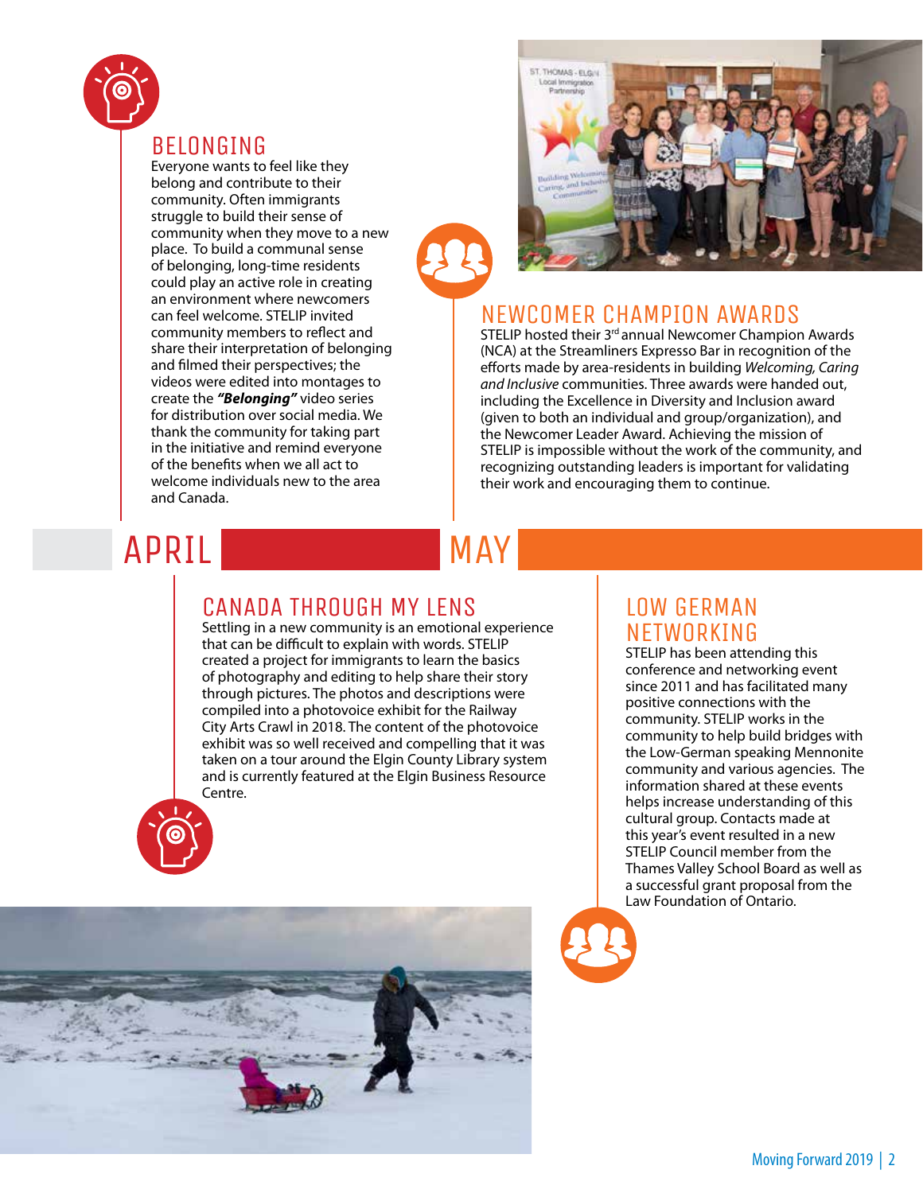## BELONGING

Everyone wants to feel like they belong and contribute to their community. Often immigrants struggle to build their sense of community when they move to a new place. To build a communal sense of belonging, long-time residents could play an active role in creating an environment where newcomers can feel welcome. STELIP invited community members to reflect and share their interpretation of belonging and filmed their perspectives; the videos were edited into montages to create the ***"Belonging"*** video series for distribution over social media. We thank the community for taking part in the initiative and remind everyone of the benefits when we all act to welcome individuals new to the area and Canada.

## NEWCOMER CHAMPION AWARDS

STELIP hosted their 3rd annual Newcomer Champion Awards (NCA) at the Streamliners Expresso Bar in recognition of the efforts made by area-residents in building *Welcoming, Caring and Inclusive* communities. Three awards were handed out, including the Excellence in Diversity and Inclusion award (given to both an individual and group/organization), and the Newcomer Leader Award. Achieving the mission of STELIP is impossible without the work of the community, and recognizing outstanding leaders is important for validating their work and encouraging them to continue.

# APRIL

## CANADA THROUGH MY LENS

Settling in a new community is an emotional experience that can be difficult to explain with words. STELIP created a project for immigrants to learn the basics of photography and editing to help share their story through pictures. The photos and descriptions were compiled into a photovoice exhibit for the Railway City Arts Crawl in 2018. The content of the photovoice exhibit was so well received and compelling that it was taken on a tour around the Elgin County Library system and is currently featured at the Elgin Business Resource Centre.

# MAY

## LOW GERMAN NETWORKING

STELIP has been attending this conference and networking event since 2011 and has facilitated many positive connections with the community. STELIP works in the community to help build bridges with the Low-German speaking Mennonite community and various agencies. The information shared at these events helps increase understanding of this cultural group. Contacts made at this year's event resulted in a new STELIP Council member from the Thames Valley School Board as well as a successful grant proposal from the Law Foundation of Ontario.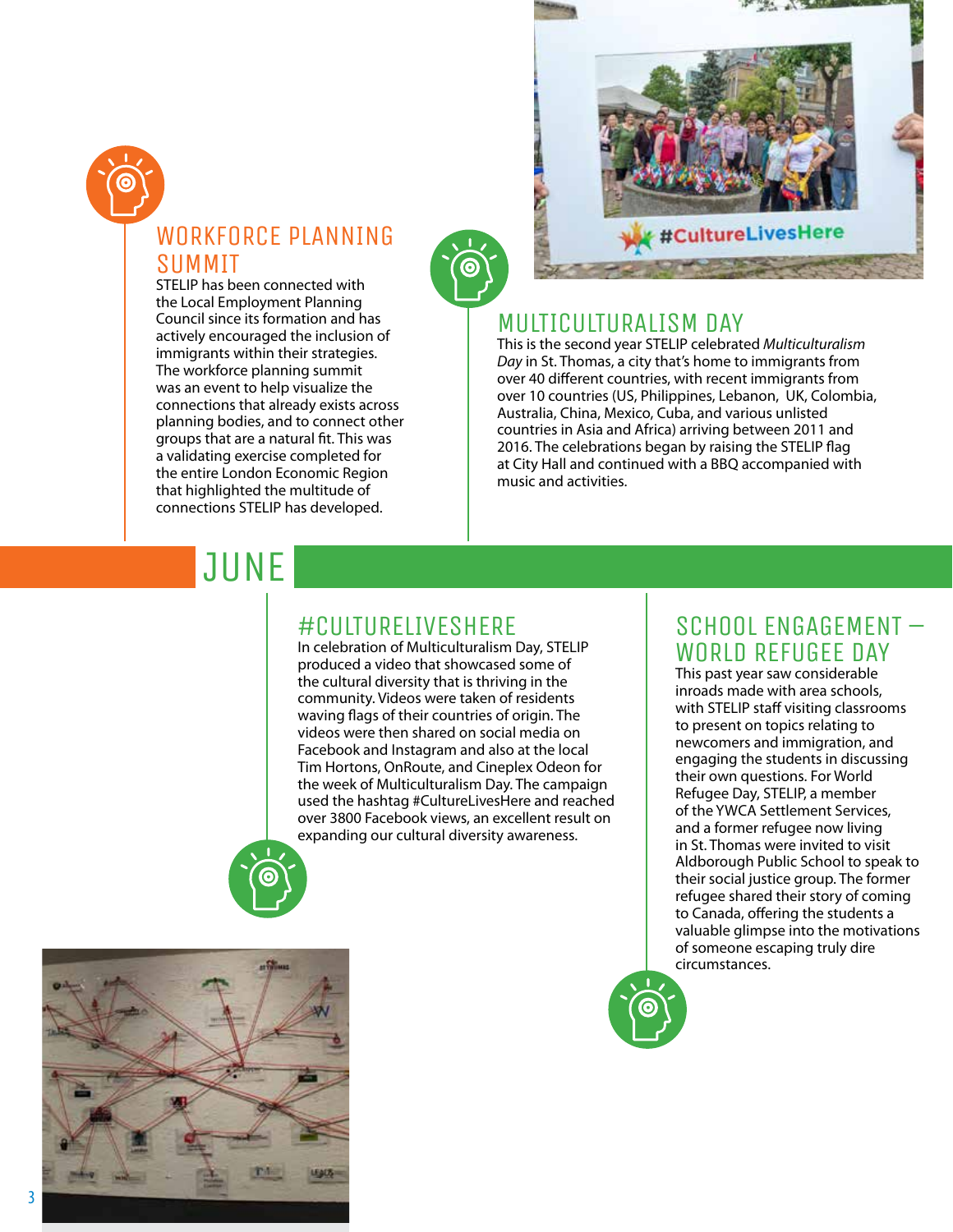## WORKFORCE PLANNING SUMMIT

STELIP has been connected with the Local Employment Planning Council since its formation and has actively encouraged the inclusion of immigrants within their strategies. The workforce planning summit was an event to help visualize the connections that already exists across planning bodies, and to connect other groups that are a natural fit. This was a validating exercise completed for the entire London Economic Region that highlighted the multitude of connections STELIP has developed.

## MULTICULTURALISM DAY

This is the second year STELIP celebrated *Multiculturalism Day* in St. Thomas, a city that's home to immigrants from over 40 different countries, with recent immigrants from over 10 countries (US, Philippines, Lebanon, UK, Colombia, Australia, China, Mexico, Cuba, and various unlisted countries in Asia and Africa) arriving between 2011 and 2016. The celebrations began by raising the STELIP flag at City Hall and continued with a BBQ accompanied with music and activities.

# JUNE

## #CULTURELIVESHERE

In celebration of Multiculturalism Day, STELIP produced a video that showcased some of the cultural diversity that is thriving in the community. Videos were taken of residents waving flags of their countries of origin. The videos were then shared on social media on Facebook and Instagram and also at the local Tim Hortons, OnRoute, and Cineplex Odeon for the week of Multiculturalism Day. The campaign used the hashtag #CultureLivesHere and reached over 3800 Facebook views, an excellent result on expanding our cultural diversity awareness.

## SCHOOL ENGAGEMENT – WORLD REFUGEE DAY

This past year saw considerable inroads made with area schools, with STELIP staff visiting classrooms to present on topics relating to newcomers and immigration, and engaging the students in discussing their own questions. For World Refugee Day, STELIP, a member of the YWCA Settlement Services, and a former refugee now living in St. Thomas were invited to visit Aldborough Public School to speak to their social justice group. The former refugee shared their story of coming to Canada, offering the students a valuable glimpse into the motivations of someone escaping truly dire circumstances.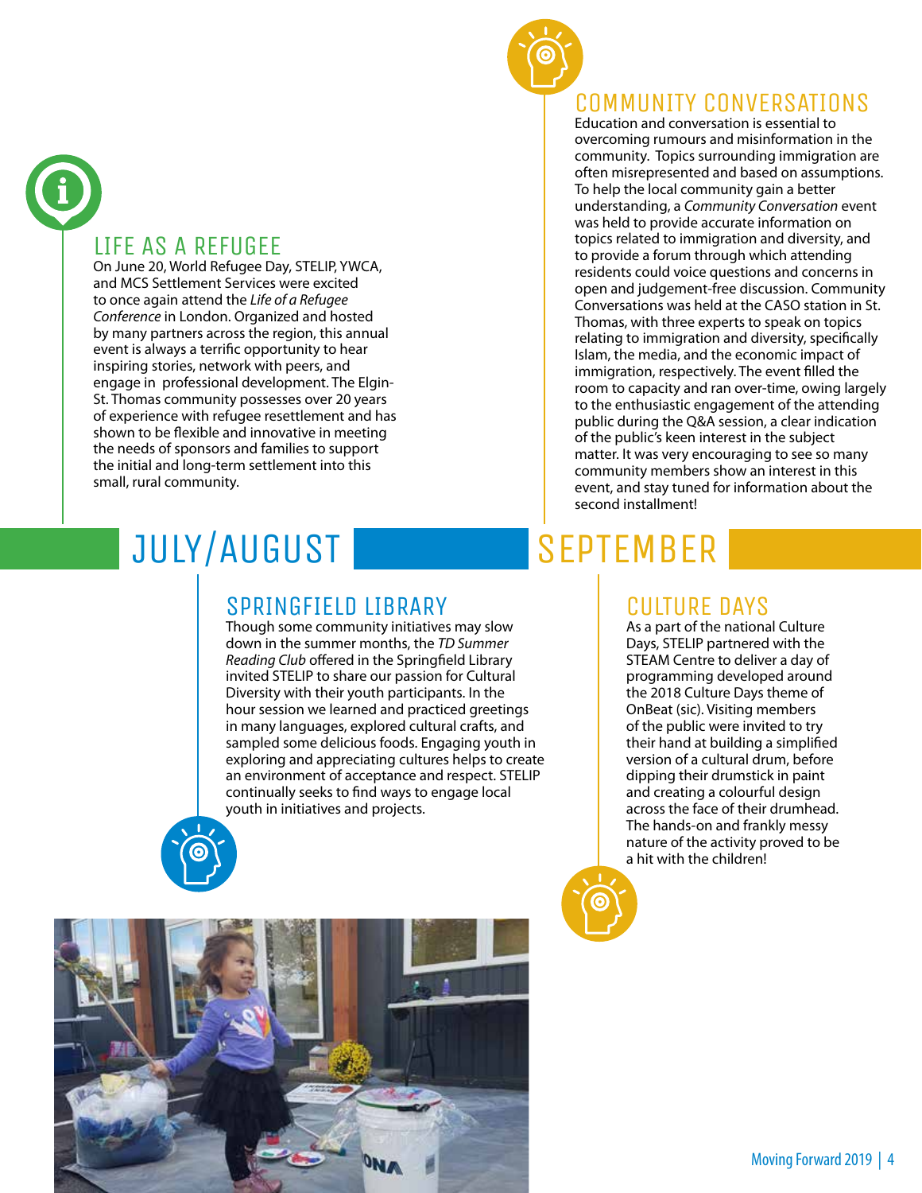### LIFE AS A REFUGEE

On June 20, World Refugee Day, STELIP, YWCA, and MCS Settlement Services were excited to once again attend the *Life of a Refugee Conference* in London. Organized and hosted by many partners across the region, this annual event is always a terrific opportunity to hear inspiring stories, network with peers, and engage in professional development. The Elgin-St. Thomas community possesses over 20 years of experience with refugee resettlement and has shown to be flexible and innovative in meeting the needs of sponsors and families to support the initial and long-term settlement into this small, rural community.

### COMMUNITY CONVERSATIONS

Education and conversation is essential to overcoming rumours and misinformation in the community. Topics surrounding immigration are often misrepresented and based on assumptions. To help the local community gain a better understanding, a *Community Conversation* event was held to provide accurate information on topics related to immigration and diversity, and to provide a forum through which attending residents could voice questions and concerns in open and judgement-free discussion. Community Conversations was held at the CASO station in St. Thomas, with three experts to speak on topics relating to immigration and diversity, specifically Islam, the media, and the economic impact of immigration, respectively. The event filled the room to capacity and ran over-time, owing largely to the enthusiastic engagement of the attending public during the Q&A session, a clear indication of the public's keen interest in the subject matter. It was very encouraging to see so many community members show an interest in this event, and stay tuned for information about the second installment!

## JULY/AUGUST

### SPRINGFIELD LIBRARY

Though some community initiatives may slow down in the summer months, the *TD Summer Reading Club* offered in the Springfield Library invited STELIP to share our passion for Cultural Diversity with their youth participants. In the hour session we learned and practiced greetings in many languages, explored cultural crafts, and sampled some delicious foods. Engaging youth in exploring and appreciating cultures helps to create an environment of acceptance and respect. STELIP continually seeks to find ways to engage local youth in initiatives and projects.

## SEPTEMBER

### CULTURE DAYS

As a part of the national Culture Days, STELIP partnered with the STEAM Centre to deliver a day of programming developed around the 2018 Culture Days theme of OnBeat (sic). Visiting members of the public were invited to try their hand at building a simplified version of a cultural drum, before dipping their drumstick in paint and creating a colourful design across the face of their drumhead. The hands-on and frankly messy nature of the activity proved to be a hit with the children!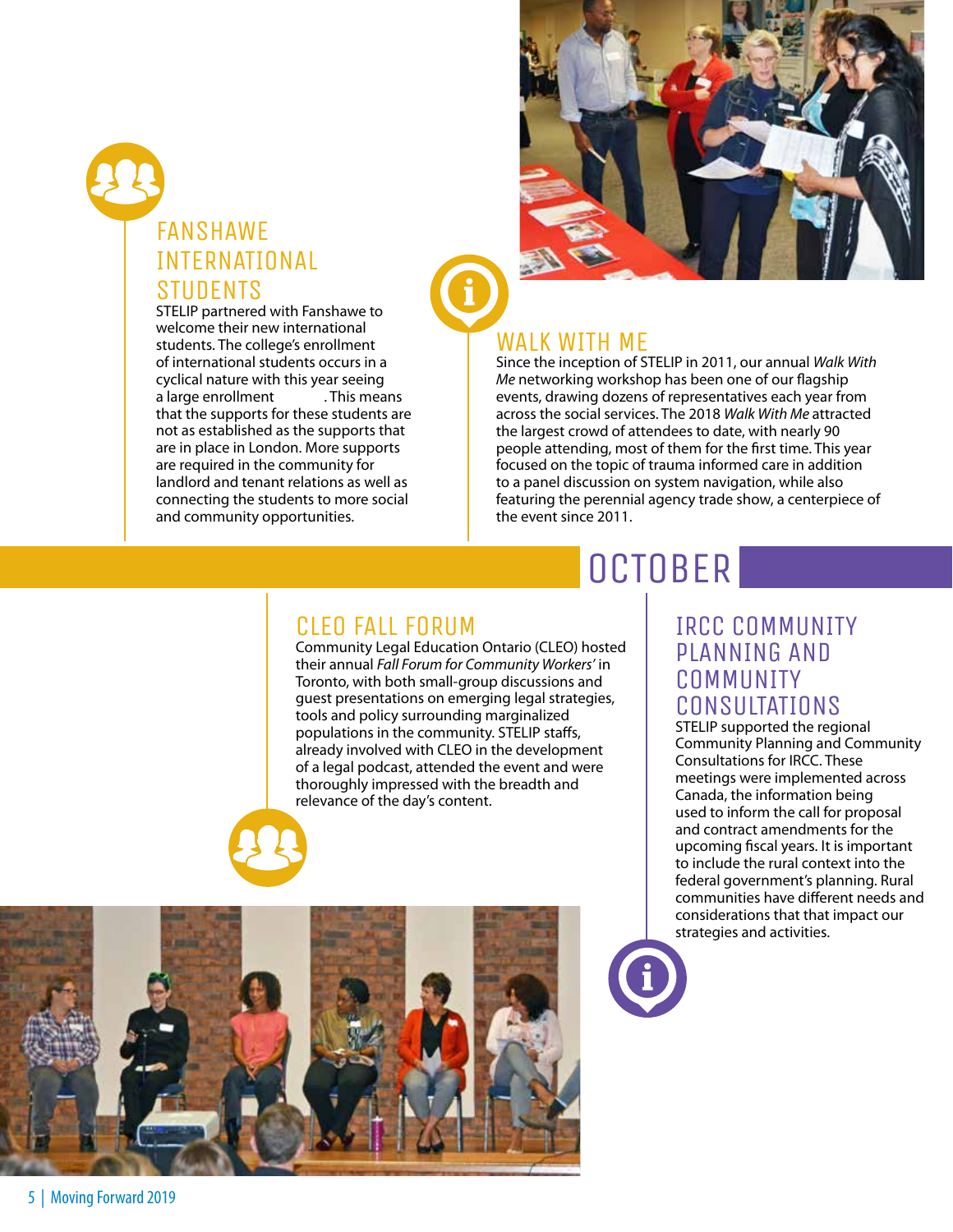## FANSHAWE INTERNATIONAL STUDENTS

STELIP partnered with Fanshawe to welcome their new international students. The college's enrollment of international students occurs in a cyclical nature with this year seeing a large enrollment . This means that the supports for these students are not as established as the supports that are in place in London. More supports are required in the community for landlord and tenant relations as well as connecting the students to more social and community opportunities.

## WALK WITH ME

Since the inception of STELIP in 2011, our annual *Walk With Me* networking workshop has been one of our flagship events, drawing dozens of representatives each year from across the social services. The 2018 *Walk With Me* attracted the largest crowd of attendees to date, with nearly 90 people attending, most of them for the first time. This year focused on the topic of trauma informed care in addition to a panel discussion on system navigation, while also featuring the perennial agency trade show, a centerpiece of the event since 2011.

# OCTOBER

## CLEO FALL FORUM

Community Legal Education Ontario (CLEO) hosted their annual *Fall Forum for Community Workers'* in Toronto, with both small-group discussions and guest presentations on emerging legal strategies, tools and policy surrounding marginalized populations in the community. STELIP staffs, already involved with CLEO in the development of a legal podcast, attended the event and were thoroughly impressed with the breadth and relevance of the day's content.

## IRCC COMMUNITY PLANNING AND COMMUNITY CONSULTATIONS

STELIP supported the regional Community Planning and Community Consultations for IRCC. These meetings were implemented across Canada, the information being used to inform the call for proposal and contract amendments for the upcoming fiscal years. It is important to include the rural context into the federal government's planning. Rural communities have different needs and considerations that that impact our strategies and activities.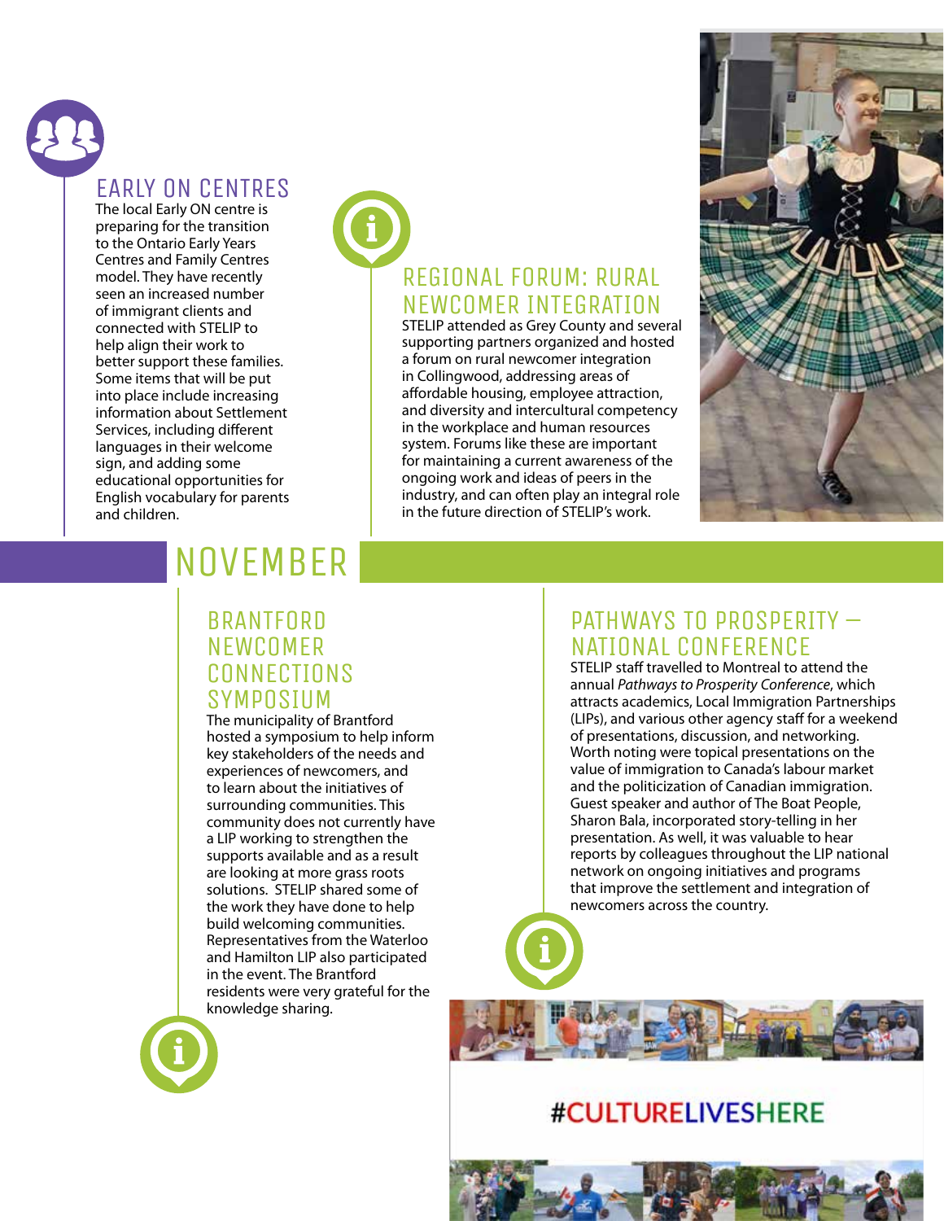### EARLY ON CENTRES

The local Early ON centre is preparing for the transition to the Ontario Early Years Centres and Family Centres model. They have recently seen an increased number of immigrant clients and connected with STELIP to help align their work to better support these families. Some items that will be put into place include increasing information about Settlement Services, including different languages in their welcome sign, and adding some educational opportunities for English vocabulary for parents and children.

### REGIONAL FORUM: RURAL NEWCOMER INTEGRATION

STELIP attended as Grey County and several supporting partners organized and hosted a forum on rural newcomer integration in Collingwood, addressing areas of affordable housing, employee attraction, and diversity and intercultural competency in the workplace and human resources system. Forums like these are important for maintaining a current awareness of the ongoing work and ideas of peers in the industry, and can often play an integral role in the future direction of STELIP's work.

## NOVEMBER

### BRANTFORD NEWCOMER CONNECTIONS SYMPOSIUM

The municipality of Brantford hosted a symposium to help inform key stakeholders of the needs and experiences of newcomers, and to learn about the initiatives of surrounding communities. This community does not currently have a LIP working to strengthen the supports available and as a result are looking at more grass roots solutions. STELIP shared some of the work they have done to help build welcoming communities. Representatives from the Waterloo and Hamilton LIP also participated in the event. The Brantford residents were very grateful for the knowledge sharing.

### PATHWAYS TO PROSPERITY – NATIONAL CONFERENCE

STELIP staff travelled to Montreal to attend the annual *Pathways to Prosperity Conference*, which attracts academics, Local Immigration Partnerships (LIPs), and various other agency staff for a weekend of presentations, discussion, and networking. Worth noting were topical presentations on the value of immigration to Canada's labour market and the politicization of Canadian immigration. Guest speaker and author of The Boat People, Sharon Bala, incorporated story-telling in her presentation. As well, it was valuable to hear reports by colleagues throughout the LIP national network on ongoing initiatives and programs that improve the settlement and integration of newcomers across the country.

#CULTURELIVESHERE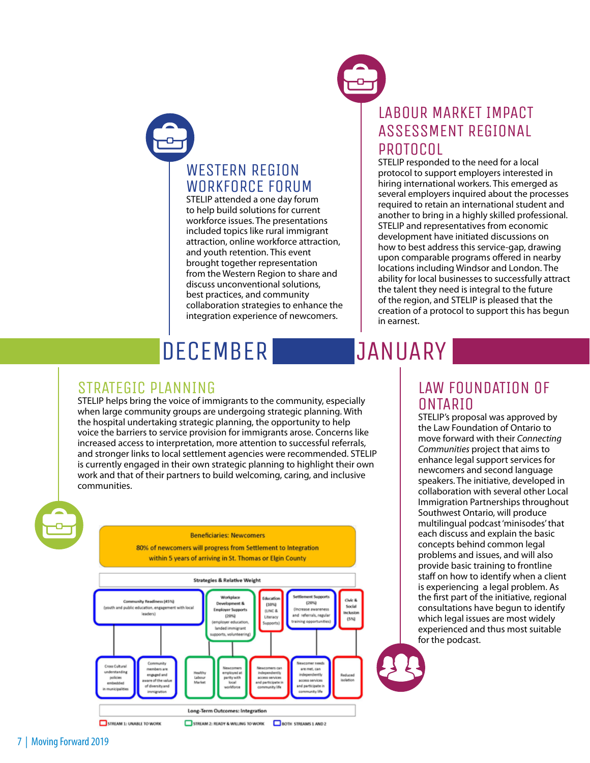## WESTERN REGION WORKFORCE FORUM

STELIP attended a one day forum to help build solutions for current workforce issues. The presentations included topics like rural immigrant attraction, online workforce attraction, and youth retention. This event brought together representation from the Western Region to share and discuss unconventional solutions, best practices, and community collaboration strategies to enhance the integration experience of newcomers.

## LABOUR MARKET IMPACT ASSESSMENT REGIONAL PROTOCOL

STELIP responded to the need for a local protocol to support employers interested in hiring international workers. This emerged as several employers inquired about the processes required to retain an international student and another to bring in a highly skilled professional. STELIP and representatives from economic development have initiated discussions on how to best address this service-gap, drawing upon comparable programs offered in nearby locations including Windsor and London. The ability for local businesses to successfully attract the talent they need is integral to the future of the region, and STELIP is pleased that the creation of a protocol to support this has begun in earnest.

# DECEMBER

## STRATEGIC PLANNING

STELIP helps bring the voice of immigrants to the community, especially when large community groups are undergoing strategic planning. With the hospital undertaking strategic planning, the opportunity to help voice the barriers to service provision for immigrants arose. Concerns like increased access to interpretation, more attention to successful referrals, and stronger links to local settlement agencies were recommended. STELIP is currently engaged in their own strategic planning to highlight their own work and that of their partners to build welcoming, caring, and inclusive communities.

**Beneficiaries: Newcomers**

80% of newcomers will progress from Settlement to Integration within 5 years of arriving in St. Thomas or Elgin County

**Strategies & Relative Weight**

| Community Readiness (45%) (youth and public education, engagement with local leaders) | Workplace Development & Employer Supports (20%) (employer education, landed immigrant supports, volunteering) | Education (10%) (LINC & Literacy Supports) | Settlement Supports (20%) (increase awareness and referrals, regular training opportunities) | Civic & Social Inclusion (5%) |
|---|---|---|---|---|

Cross Cultural understanding policies embedded in municipalities · Community members are engaged and aware of the value of diversity and immigration · Healthy Labour Market · Newcomers employed at parity with local workforce · Newcomers can independently access services and participate in community life · Newcomer needs are met, can independently access services and participate in community life · Reduced isolation

**Long-Term Outcomes: Integration**

STREAM 1: UNABLE TO WORK · STREAM 2: READY & WILLING TO WORK · BOTH STREAMS 1 AND 2

# JANUARY

## LAW FOUNDATION OF ONTARIO

STELIP's proposal was approved by the Law Foundation of Ontario to move forward with their *Connecting Communities* project that aims to enhance legal support services for newcomers and second language speakers. The initiative, developed in collaboration with several other Local Immigration Partnerships throughout Southwest Ontario, will produce multilingual podcast 'minisodes' that each discuss and explain the basic concepts behind common legal problems and issues, and will also provide basic training to frontline staff on how to identify when a client is experiencing a legal problem. As the first part of the initiative, regional consultations have begun to identify which legal issues are most widely experienced and thus most suitable for the podcast.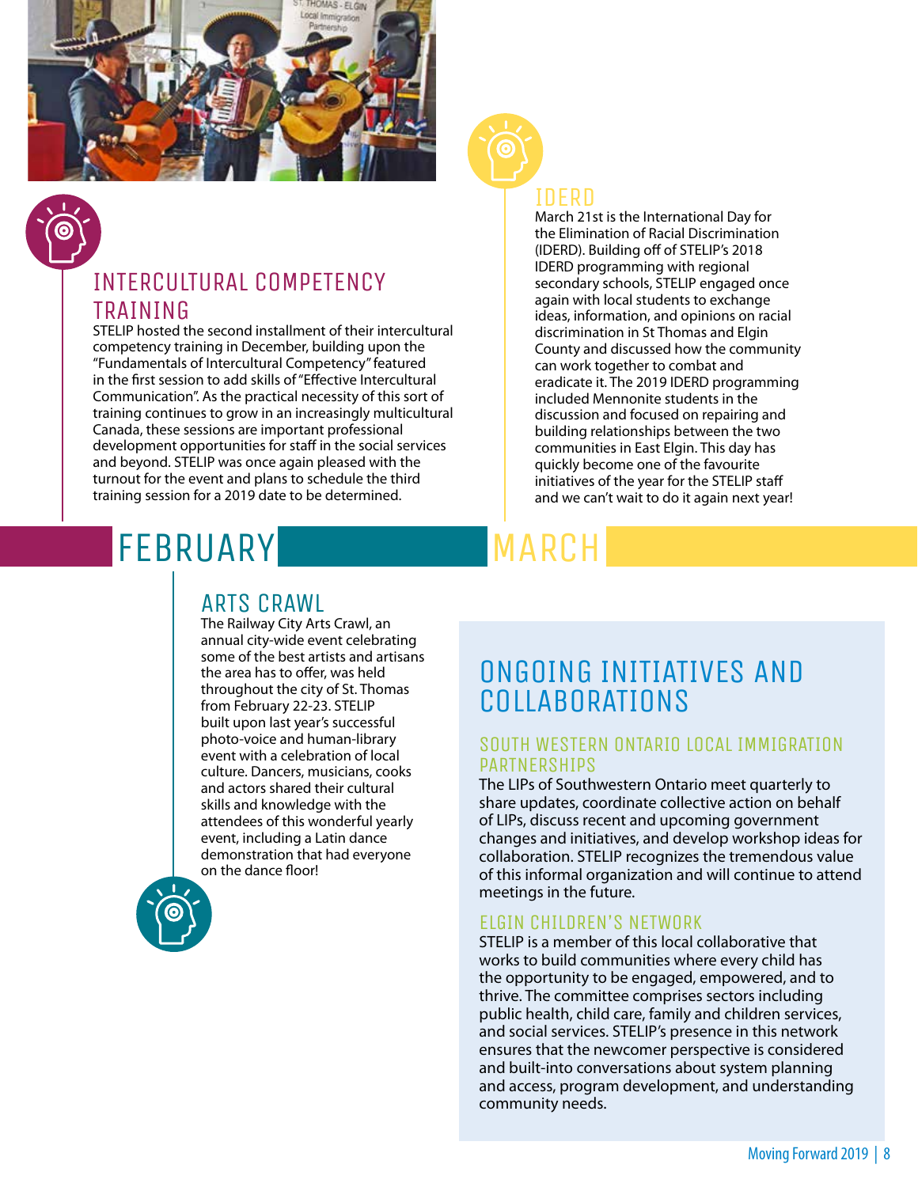## INTERCULTURAL COMPETENCY TRAINING

STELIP hosted the second installment of their intercultural competency training in December, building upon the "Fundamentals of Intercultural Competency" featured in the first session to add skills of "Effective Intercultural Communication". As the practical necessity of this sort of training continues to grow in an increasingly multicultural Canada, these sessions are important professional development opportunities for staff in the social services and beyond. STELIP was once again pleased with the turnout for the event and plans to schedule the third training session for a 2019 date to be determined.

## IDERD

March 21st is the International Day for the Elimination of Racial Discrimination (IDERD). Building off of STELIP's 2018 IDERD programming with regional secondary schools, STELIP engaged once again with local students to exchange ideas, information, and opinions on racial discrimination in St Thomas and Elgin County and discussed how the community can work together to combat and eradicate it. The 2019 IDERD programming included Mennonite students in the discussion and focused on repairing and building relationships between the two communities in East Elgin. This day has quickly become one of the favourite initiatives of the year for the STELIP staff and we can't wait to do it again next year!

# FEBRUARY

## ARTS CRAWL

The Railway City Arts Crawl, an annual city-wide event celebrating some of the best artists and artisans the area has to offer, was held throughout the city of St. Thomas from February 22-23. STELIP built upon last year's successful photo-voice and human-library event with a celebration of local culture. Dancers, musicians, cooks and actors shared their cultural skills and knowledge with the attendees of this wonderful yearly event, including a Latin dance demonstration that had everyone on the dance floor!

# MARCH

# ONGOING INITIATIVES AND COLLABORATIONS

### SOUTH WESTERN ONTARIO LOCAL IMMIGRATION PARTNERSHIPS

The LIPs of Southwestern Ontario meet quarterly to share updates, coordinate collective action on behalf of LIPs, discuss recent and upcoming government changes and initiatives, and develop workshop ideas for collaboration. STELIP recognizes the tremendous value of this informal organization and will continue to attend meetings in the future.

### ELGIN CHILDREN'S NETWORK

STELIP is a member of this local collaborative that works to build communities where every child has the opportunity to be engaged, empowered, and to thrive. The committee comprises sectors including public health, child care, family and children services, and social services. STELIP's presence in this network ensures that the newcomer perspective is considered and built-into conversations about system planning and access, program development, and understanding community needs.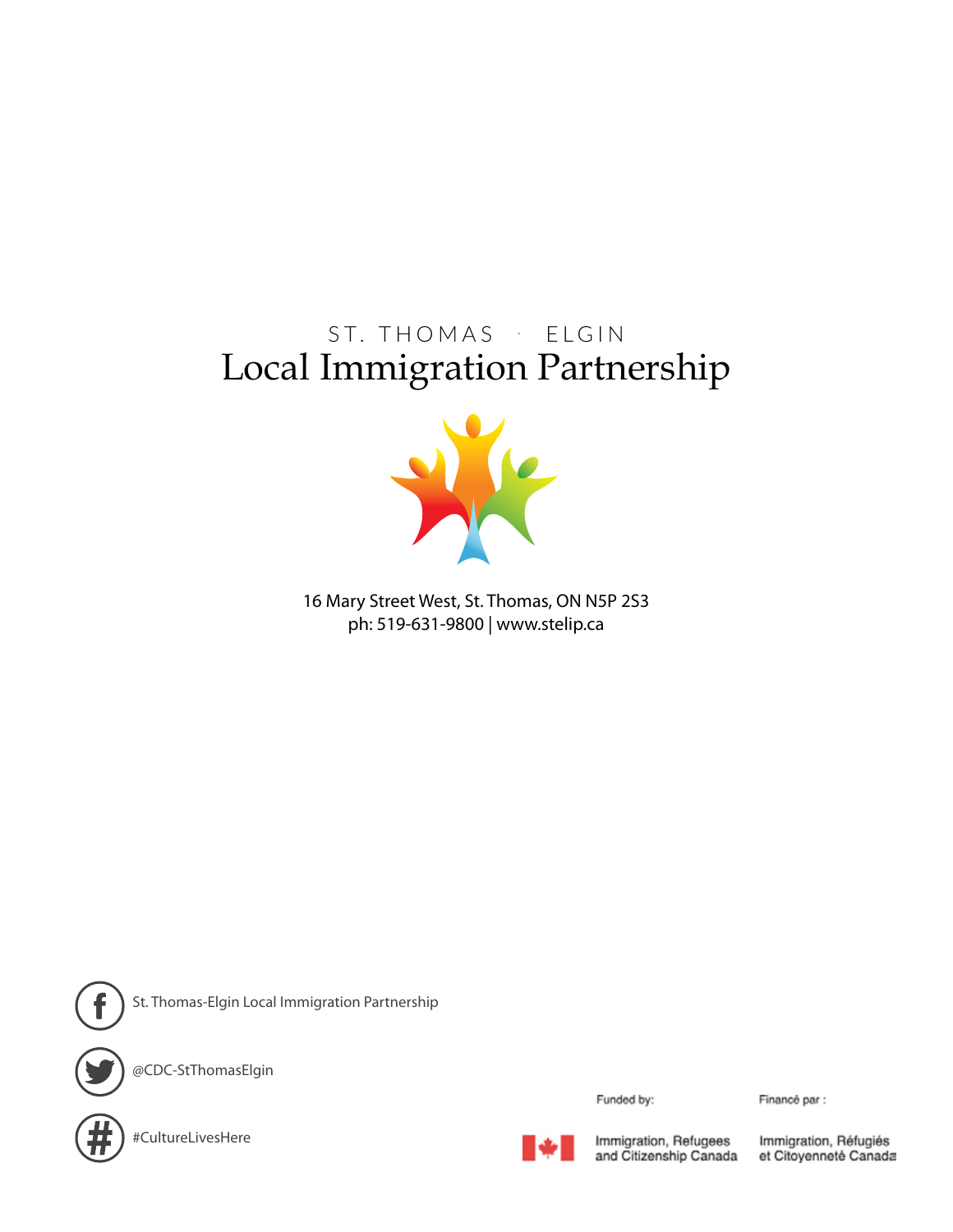ST. THOMAS · ELGIN

# Local Immigration Partnership

16 Mary Street West, St. Thomas, ON N5P 2S3
ph: 519-631-9800 | www.stelip.ca

St. Thomas-Elgin Local Immigration Partnership

@CDC-StThomasElgin

#CultureLivesHere

Funded by: Immigration, Refugees and Citizenship Canada

Financé par : Immigration, Réfugiés et Citoyenneté Canada